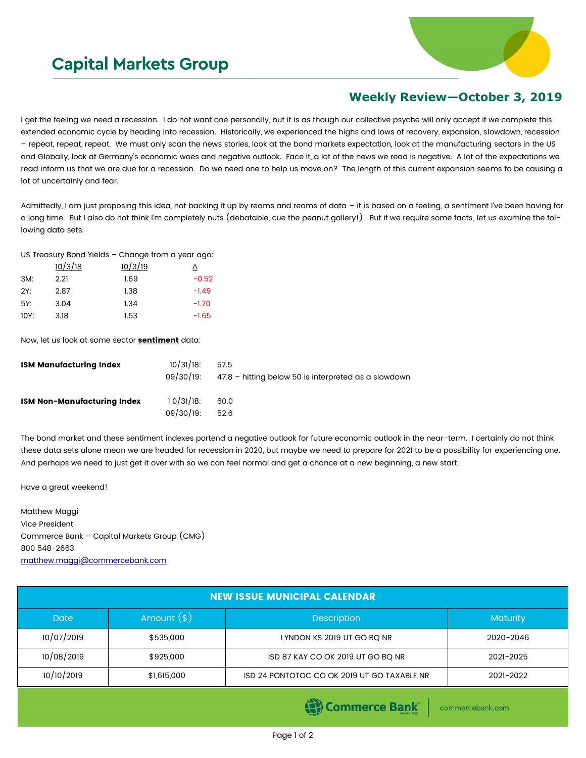# Capital Markets Group

## Weekly Review—October 3, 2019

I get the feeling we need a recession. I do not want one personally, but it is as though our collective psyche will only accept if we complete this extended economic cycle by heading into recession. Historically, we experienced the highs and lows of recovery, expansion, slowdown, recession – repeat, repeat, repeat. We must only scan the news stories, look at the bond markets expectation, look at the manufacturing sectors in the US and Globally, look at Germany's economic woes and negative outlook. Face it, a lot of the news we read is negative. A lot of the expectations we read inform us that we are due for a recession. Do we need one to help us move on? The length of this current expansion seems to be causing a lot of uncertainly and fear.

Admittedly, I am just proposing this idea, not backing it up by reams and reams of data – it is based on a feeling, a sentiment I've been having for a long time. But I also do not think I'm completely nuts (debatable, cue the peanut gallery!). But if we require some facts, let us examine the following data sets.

US Treasury Bond Yields – Change from a year ago:

| | 10/3/18 | 10/3/19 | Δ |
|---|---|---|---|
| 3M: | 2.21 | 1.69 | -0.52 |
| 2Y: | 2.87 | 1.38 | -1.49 |
| 5Y: | 3.04 | 1.34 | -1.70 |
| 10Y: | 3.18 | 1.53 | -1.65 |

Now, let us look at some sector **sentiment** data:

| | | |
|---|---|---|
| **ISM Manufacturing Index** | 10/31/18: | 57.5 |
| | 09/30/19: | 47.8 – hitting below 50 is interpreted as a slowdown |
| **ISM Non-Manufacturing Index** | 10/31/18: | 60.0 |
| | 09/30/19: | 52.6 |

The bond market and these sentiment indexes portend a negative outlook for future economic outlook in the near-term. I certainly do not think these data sets alone mean we are headed for recession in 2020, but maybe we need to prepare for 2021 to be a possibility for experiencing one. And perhaps we need to just get it over with so we can feel normal and get a chance at a new beginning, a new start.

Have a great weekend!

Matthew Maggi
Vice President
Commerce Bank – Capital Markets Group (CMG)
800 548-2663
matthew.maggi@commercebank.com

**NEW ISSUE MUNICIPAL CALENDAR**

| Date | Amount ($) | Description | Maturity |
|---|---|---|---|
| 10/07/2019 | $535,000 | LYNDON KS 2019 UT GO BQ NR | 2020-2046 |
| 10/08/2019 | $925,000 | ISD 87 KAY CO OK 2019 UT GO BQ NR | 2021-2025 |
| 10/10/2019 | $1,615,000 | ISD 24 PONTOTOC CO OK 2019 UT GO TAXABLE NR | 2021-2022 |

Commerce Bank | commercebank.com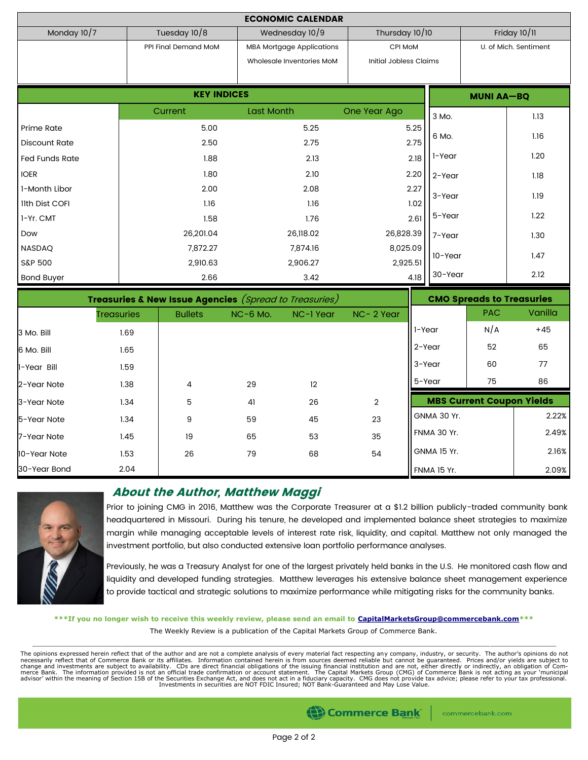## ECONOMIC CALENDAR

| Monday 10/7 | Tuesday 10/8 | Wednesday 10/9 | Thursday 10/10 | Friday 10/11 |
|---|---|---|---|---|
| | PPI Final Demand MoM | MBA Mortgage Applications | CPI MoM | U. of Mich. Sentiment |
| | | Wholesale Inventories MoM | Initial Jobless Claims | |

## KEY INDICES

| | Current | Last Month | One Year Ago |
|---|---|---|---|
| Prime Rate | 5.00 | 5.25 | 5.25 |
| Discount Rate | 2.50 | 2.75 | 2.75 |
| Fed Funds Rate | 1.88 | 2.13 | 2.18 |
| IOER | 1.80 | 2.10 | 2.20 |
| 1-Month Libor | 2.00 | 2.08 | 2.27 |
| 11th Dist COFI | 1.16 | 1.16 | 1.02 |
| 1-Yr. CMT | 1.58 | 1.76 | 2.61 |
| Dow | 26,201.04 | 26,118.02 | 26,828.39 |
| NASDAQ | 7,872.27 | 7,874.16 | 8,025.09 |
| S&P 500 | 2,910.63 | 2,906.27 | 2,925.51 |
| Bond Buyer | 2.66 | 3.42 | 4.18 |

## MUNI AA—BQ

| | |
|---|---|
| 3 Mo. | 1.13 |
| 6 Mo. | 1.16 |
| 1-Year | 1.20 |
| 2-Year | 1.18 |
| 3-Year | 1.19 |
| 5-Year | 1.22 |
| 7-Year | 1.30 |
| 10-Year | 1.47 |
| 30-Year | 2.12 |

## Treasuries & New Issue Agencies *(Spread to Treasuries)*

| | Treasuries | Bullets | NC-6 Mo. | NC-1 Year | NC- 2 Year |
|---|---|---|---|---|---|
| 3 Mo. Bill | 1.69 | | | | |
| 6 Mo. Bill | 1.65 | | | | |
| 1-Year Bill | 1.59 | | | | |
| 2-Year Note | 1.38 | 4 | 29 | 12 | |
| 3-Year Note | 1.34 | 5 | 41 | 26 | 2 |
| 5-Year Note | 1.34 | 9 | 59 | 45 | 23 |
| 7-Year Note | 1.45 | 19 | 65 | 53 | 35 |
| 10-Year Note | 1.53 | 26 | 79 | 68 | 54 |
| 30-Year Bond | 2.04 | | | | |

## CMO Spreads to Treasuries

| | PAC | Vanilla |
|---|---|---|
| 1-Year | N/A | +45 |
| 2-Year | 52 | 65 |
| 3-Year | 60 | 77 |
| 5-Year | 75 | 86 |

## MBS Current Coupon Yields

| | |
|---|---|
| GNMA 30 Yr. | 2.22% |
| FNMA 30 Yr. | 2.49% |
| GNMA 15 Yr. | 2.16% |
| FNMA 15 Yr. | 2.09% |

## About the Author, Matthew Maggi

Prior to joining CMG in 2016, Matthew was the Corporate Treasurer at a $1.2 billion publicly-traded community bank headquartered in Missouri. During his tenure, he developed and implemented balance sheet strategies to maximize margin while managing acceptable levels of interest rate risk, liquidity, and capital. Matthew not only managed the investment portfolio, but also conducted extensive loan portfolio performance analyses.

Previously, he was a Treasury Analyst for one of the largest privately held banks in the U.S. He monitored cash flow and liquidity and developed funding strategies. Matthew leverages his extensive balance sheet management experience to provide tactical and strategic solutions to maximize performance while mitigating risks for the community banks.

**\*\*\*If you no longer wish to receive this weekly review, please send an email to CapitalMarketsGroup@commercebank.com\*\*\***

The Weekly Review is a publication of the Capital Markets Group of Commerce Bank.

The opinions expressed herein reflect that of the author and are not a complete analysis of every material fact respecting any company, industry, or security. The author's opinions do not necessarily reflect that of Commerce Bank or its affiliates. Information contained herein is from sources deemed reliable but cannot be guaranteed. Prices and/or yields are subject to change and investments are subject to availability. CDs are direct financial obligations of the issuing financial institution and are not, either directly or indirectly, an obligation of Commerce Bank. The information provided is not an official trade confirmation or account statement. The Capital Markets Group (CMG) of Commerce Bank is not acting as your 'municipal advisor' within the meaning of Section 15B of the Securities Exchange Act, and does not act in a fiduciary capacity. CMG does not provide tax advice; please refer to your tax professional. Investments in securities are NOT FDIC Insured; NOT Bank-Guaranteed and May Lose Value.

Commerce Bank | commercebank.com